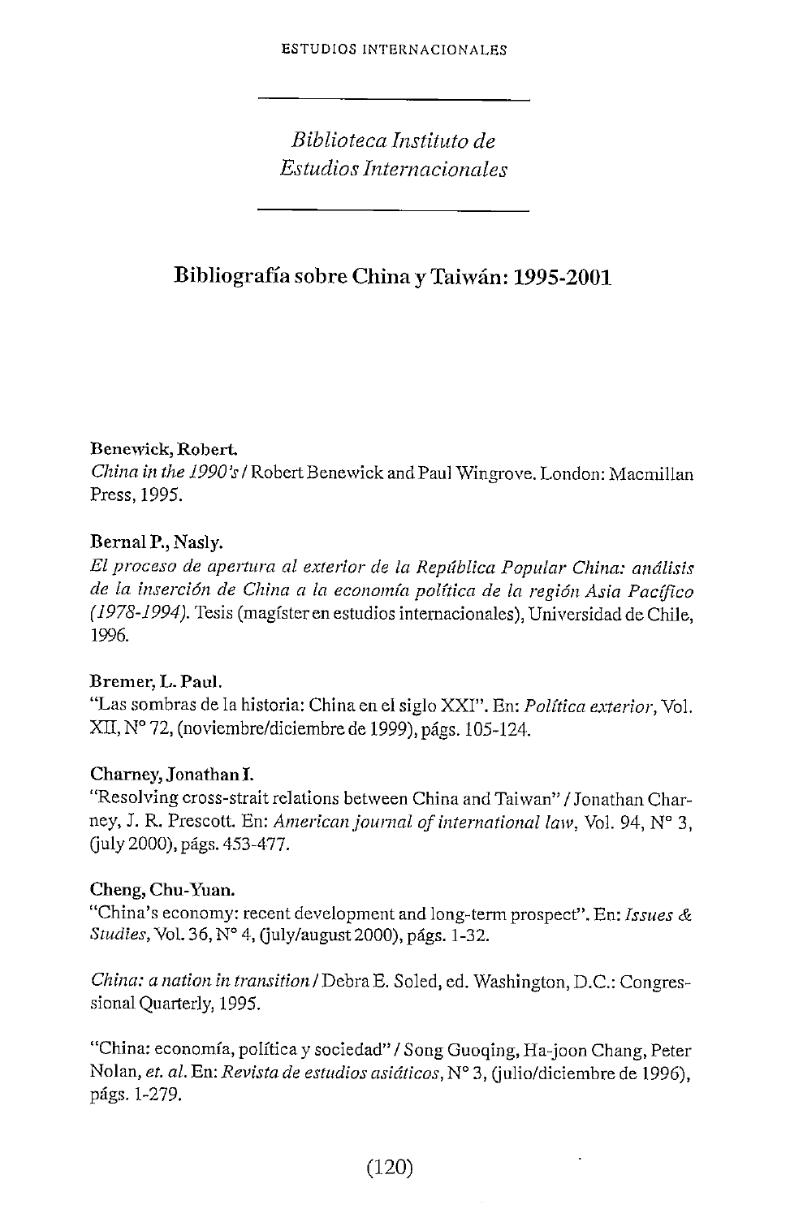*Biblioteca Instituto de Estudios Internacionales*

## Bibliografía sobre China y Taiwán: 1995-2001

**Benewick, Robert.**
*China in the 1990's* / Robert Benewick and Paul Wingrove. London: Macmillan Press, 1995.

**Bernal P., Nasly.**
*El proceso de apertura al exterior de la República Popular China: análisis de la inserción de China a la economía política de la región Asia Pacífico (1978-1994).* Tesis (magíster en estudios internacionales), Universidad de Chile, 1996.

**Bremer, L. Paul.**
"Las sombras de la historia: China en el siglo XXI". En: *Política exterior*, Vol. XII, N° 72, (noviembre/diciembre de 1999), págs. 105-124.

**Charney, Jonathan I.**
"Resolving cross-strait relations between China and Taiwan" / Jonathan Charney, J. R. Prescott. En: *American journal of international law*, Vol. 94, N° 3, (july 2000), págs. 453-477.

**Cheng, Chu-Yuan.**
"China's economy: recent development and long-term prospect". En: *Issues & Studies*, Vol. 36, N° 4, (july/august 2000), págs. 1-32.

*China: a nation in transition* / Debra E. Soled, ed. Washington, D.C.: Congressional Quarterly, 1995.

"China: economía, política y sociedad" / Song Guoqing, Ha-joon Chang, Peter Nolan, *et. al.* En: *Revista de estudios asiáticos*, N° 3, (julio/diciembre de 1996), págs. 1-279.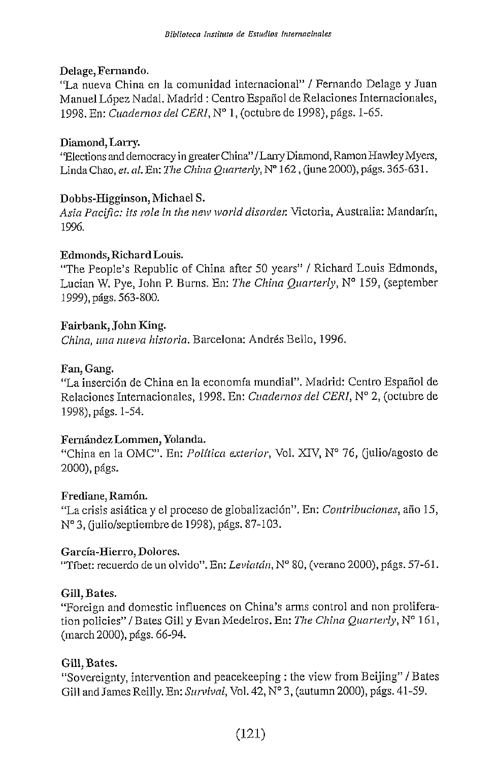**Delage, Fernando.**
"La nueva China en la comunidad internacional" / Fernando Delage y Juan Manuel López Nadal. Madrid : Centro Español de Relaciones Internacionales, 1998. En: *Cuadernos del CERI*, N° 1, (octubre de 1998), págs. 1-65.

**Diamond, Larry.**
"Elections and democracy in greater China" / Larry Diamond, Ramon Hawley Myers, Linda Chao, *et. al.* En: *The China Quarterly*, N° 162 , (june 2000), págs. 365-631.

**Dobbs-Higginson, Michael S.**
*Asia Pacific: its role in the new world disorder.* Victoria, Australia: Mandarín, 1996.

**Edmonds, Richard Louis.**
"The People's Republic of China after 50 years" / Richard Louis Edmonds, Lucian W. Pye, John P. Burns. En: *The China Quarterly*, N° 159, (september 1999), págs. 563-800.

**Fairbank, John King.**
*China, una nueva historia.* Barcelona: Andrés Bello, 1996.

**Fan, Gang.**
"La inserción de China en la economía mundial". Madrid: Centro Español de Relaciones Internacionales, 1998. En: *Cuadernos del CERI*, N° 2, (octubre de 1998), págs. 1-54.

**Fernández Lommen, Yolanda.**
"China en la OMC". En: *Política exterior*, Vol. XIV, N° 76, (julio/agosto de 2000), págs.

**Frediane, Ramón.**
"La crisis asiática y el proceso de globalización". En: *Contribuciones*, año 15, N° 3, (julio/septiembre de 1998), págs. 87-103.

**García-Hierro, Dolores.**
"Tíbet: recuerdo de un olvido". En: *Leviatán*, N° 80, (verano 2000), págs. 57-61.

**Gill, Bates.**
"Foreign and domestic influences on China's arms control and non proliferation policies" / Bates Gill y Evan Medeiros. En: *The China Quarterly*, N° 161, (march 2000), págs. 66-94.

**Gill, Bates.**
"Sovereignty, intervention and peacekeeping : the view from Beijing" / Bates Gill and James Reilly. En: *Survival*, Vol. 42, N° 3, (autumn 2000), págs. 41-59.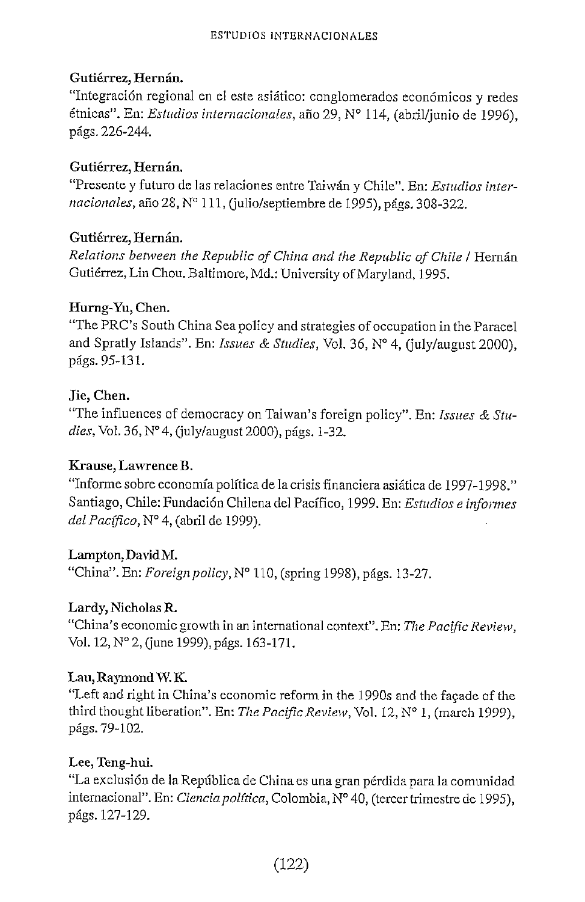**Gutiérrez, Hernán.**
"Integración regional en el este asiático: conglomerados económicos y redes étnicas". En: *Estudios internacionales*, año 29, N° 114, (abril/junio de 1996), págs. 226-244.

**Gutiérrez, Hernán.**
"Presente y futuro de las relaciones entre Taiwán y Chile". En: *Estudios internacionales*, año 28, N° 111, (julio/septiembre de 1995), págs. 308-322.

**Gutiérrez, Hernán.**
*Relations between the Republic of China and the Republic of Chile* / Hernán Gutiérrez, Lin Chou. Baltimore, Md.: University of Maryland, 1995.

**Hurng-Yu, Chen.**
"The PRC's South China Sea policy and strategies of occupation in the Paracel and Spratly Islands". En: *Issues & Studies*, Vol. 36, N° 4, (july/august 2000), págs. 95-131.

**Jie, Chen.**
"The influences of democracy on Taiwan's foreign policy". En: *Issues & Studies*, Vol. 36, N° 4, (july/august 2000), págs. 1-32.

**Krause, Lawrence B.**
"Informe sobre economía política de la crisis financiera asiática de 1997-1998." Santiago, Chile: Fundación Chilena del Pacífico, 1999. En: *Estudios e informes del Pacífico*, N° 4, (abril de 1999).

**Lampton, David M.**
"China". En: *Foreign policy*, N° 110, (spring 1998), págs. 13-27.

**Lardy, Nicholas R.**
"China's economic growth in an international context". En: *The Pacific Review*, Vol. 12, N° 2, (june 1999), págs. 163-171.

**Lau, Raymond W. K.**
"Left and right in China's economic reform in the 1990s and the façade of the third thought liberation". En: *The Pacific Review*, Vol. 12, N° 1, (march 1999), págs. 79-102.

**Lee, Teng-hui.**
"La exclusión de la República de China es una gran pérdida para la comunidad internacional". En: *Ciencia política*, Colombia, N° 40, (tercer trimestre de 1995), págs. 127-129.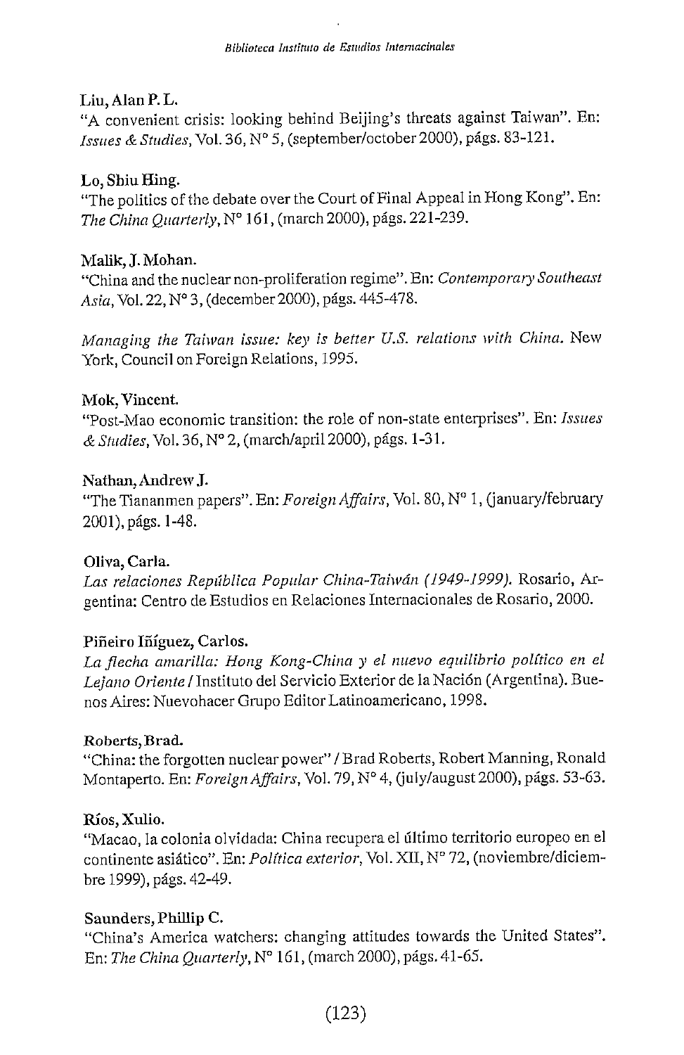**Liu, Alan P. L.**

"A convenient crisis: looking behind Beijing's threats against Taiwan". En: *Issues & Studies*, Vol. 36, N° 5, (september/october 2000), págs. 83-121.

**Lo, Shiu Hing.**

"The politics of the debate over the Court of Final Appeal in Hong Kong". En: *The China Quarterly*, N° 161, (march 2000), págs. 221-239.

**Malik, J. Mohan.**

"China and the nuclear non-proliferation regime". En: *Contemporary Southeast Asia*, Vol. 22, N° 3, (december 2000), págs. 445-478.

*Managing the Taiwan issue: key is better U.S. relations with China.* New York, Council on Foreign Relations, 1995.

**Mok, Vincent.**

"Post-Mao economic transition: the role of non-state enterprises". En: *Issues & Studies*, Vol. 36, N° 2, (march/april 2000), págs. 1-31.

**Nathan, Andrew J.**

"The Tiananmen papers". En: *Foreign Affairs*, Vol. 80, N° 1, (january/february 2001), págs. 1-48.

**Oliva, Carla.**

*Las relaciones República Popular China-Taiwán (1949-1999).* Rosario, Argentina: Centro de Estudios en Relaciones Internacionales de Rosario, 2000.

**Piñeiro Iñíguez, Carlos.**

*La flecha amarilla: Hong Kong-China y el nuevo equilibrio político en el Lejano Oriente* / Instituto del Servicio Exterior de la Nación (Argentina). Buenos Aires: Nuevohacer Grupo Editor Latinoamericano, 1998.

**Roberts, Brad.**

"China: the forgotten nuclear power" / Brad Roberts, Robert Manning, Ronald Montaperto. En: *Foreign Affairs*, Vol. 79, N° 4, (july/august 2000), págs. 53-63.

**Ríos, Xulio.**

"Macao, la colonia olvidada: China recupera el último territorio europeo en el continente asiático". En: *Política exterior*, Vol. XII, N° 72, (noviembre/diciembre 1999), págs. 42-49.

**Saunders, Phillip C.**

"China's America watchers: changing attitudes towards the United States". En: *The China Quarterly*, N° 161, (march 2000), págs. 41-65.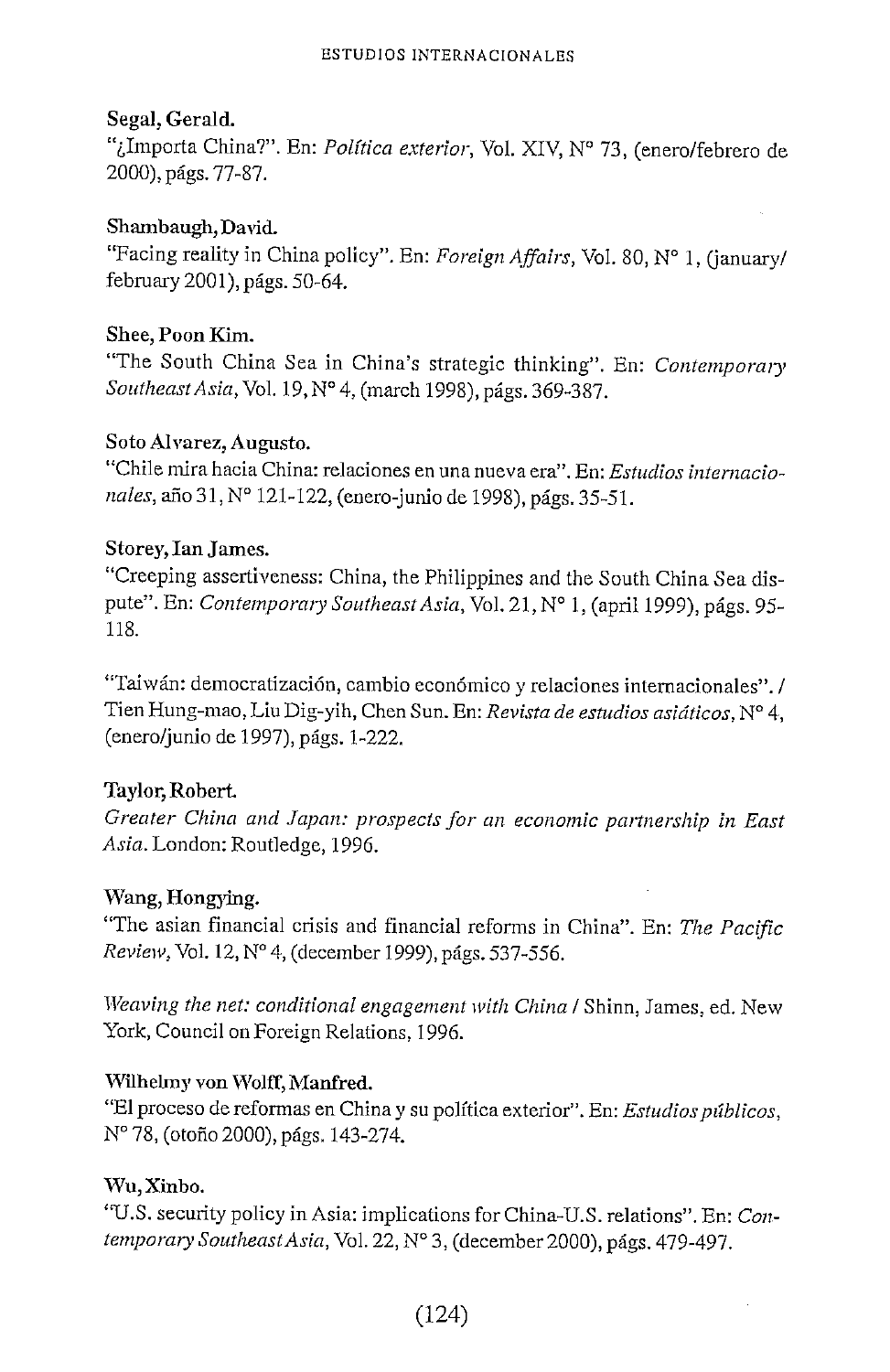**Segal, Gerald.**
"¿Importa China?". En: *Política exterior*, Vol. XIV, N° 73, (enero/febrero de 2000), págs. 77-87.

**Shambaugh, David.**
"Facing reality in China policy". En: *Foreign Affairs*, Vol. 80, N° 1, (january/february 2001), págs. 50-64.

**Shee, Poon Kim.**
"The South China Sea in China's strategic thinking". En: *Contemporary Southeast Asia*, Vol. 19, N° 4, (march 1998), págs. 369-387.

**Soto Alvarez, Augusto.**
"Chile mira hacia China: relaciones en una nueva era". En: *Estudios internacionales*, año 31, N° 121-122, (enero-junio de 1998), págs. 35-51.

**Storey, Ian James.**
"Creeping assertiveness: China, the Philippines and the South China Sea dispute". En: *Contemporary Southeast Asia*, Vol. 21, N° 1, (april 1999), págs. 95-118.

"Taiwán: democratización, cambio económico y relaciones internacionales". / Tien Hung-mao, Liu Dig-yih, Chen Sun. En: *Revista de estudios asiáticos*, N° 4, (enero/junio de 1997), págs. 1-222.

**Taylor, Robert.**
*Greater China and Japan: prospects for an economic partnership in East Asia*. London: Routledge, 1996.

**Wang, Hongying.**
"The asian financial crisis and financial reforms in China". En: *The Pacific Review*, Vol. 12, N° 4, (december 1999), págs. 537-556.

*Weaving the net: conditional engagement with China* / Shinn, James, ed. New York, Council on Foreign Relations, 1996.

**Wilhelmy von Wolff, Manfred.**
"El proceso de reformas en China y su política exterior". En: *Estudios públicos*, N° 78, (otoño 2000), págs. 143-274.

**Wu, Xinbo.**
"U.S. security policy in Asia: implications for China-U.S. relations". En: *Contemporary Southeast Asia*, Vol. 22, N° 3, (december 2000), págs. 479-497.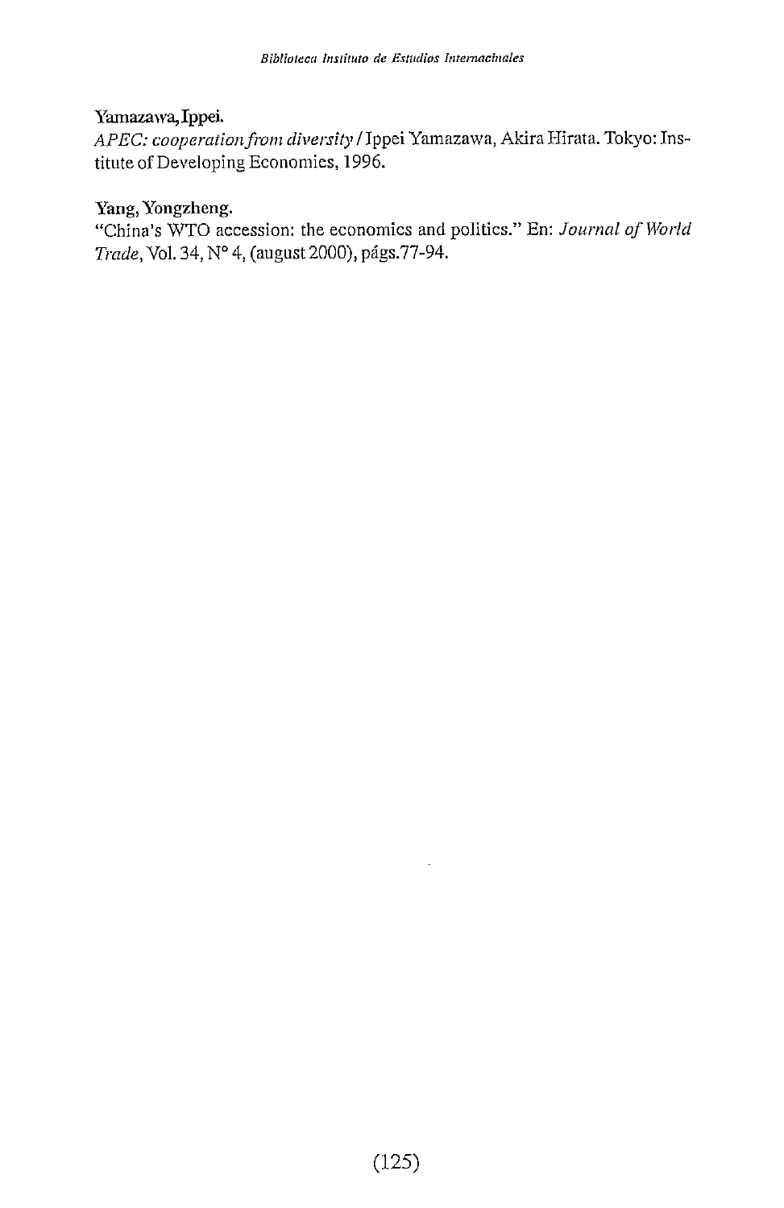**Yamazawa, Ippei.**
*APEC: cooperation from diversity* / Ippei Yamazawa, Akira Hirata. Tokyo: Institute of Developing Economies, 1996.

**Yang, Yongzheng.**
"China's WTO accession: the economics and politics." En: *Journal of World Trade*, Vol. 34, N° 4, (august 2000), págs.77-94.